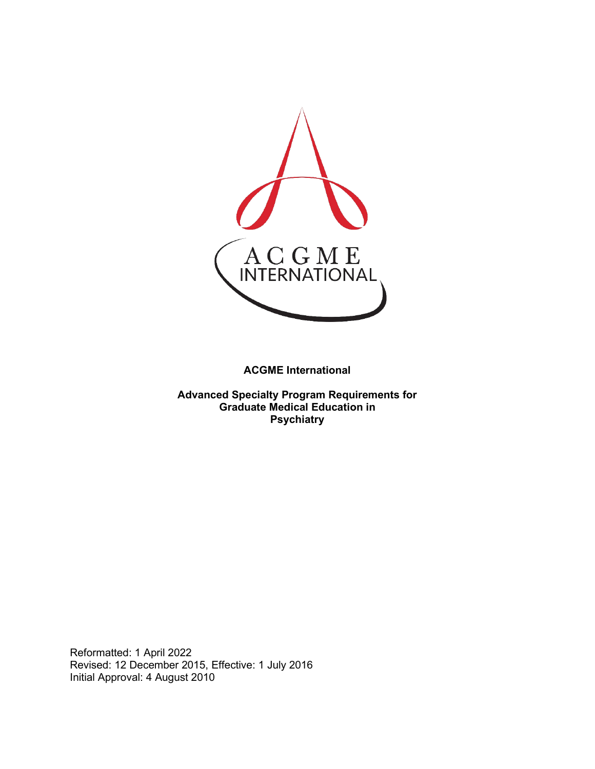**ACGME International**

**Advanced Specialty Program Requirements for Graduate Medical Education in Psychiatry**

Reformatted: 1 April 2022
Revised: 12 December 2015, Effective: 1 July 2016
Initial Approval: 4 August 2010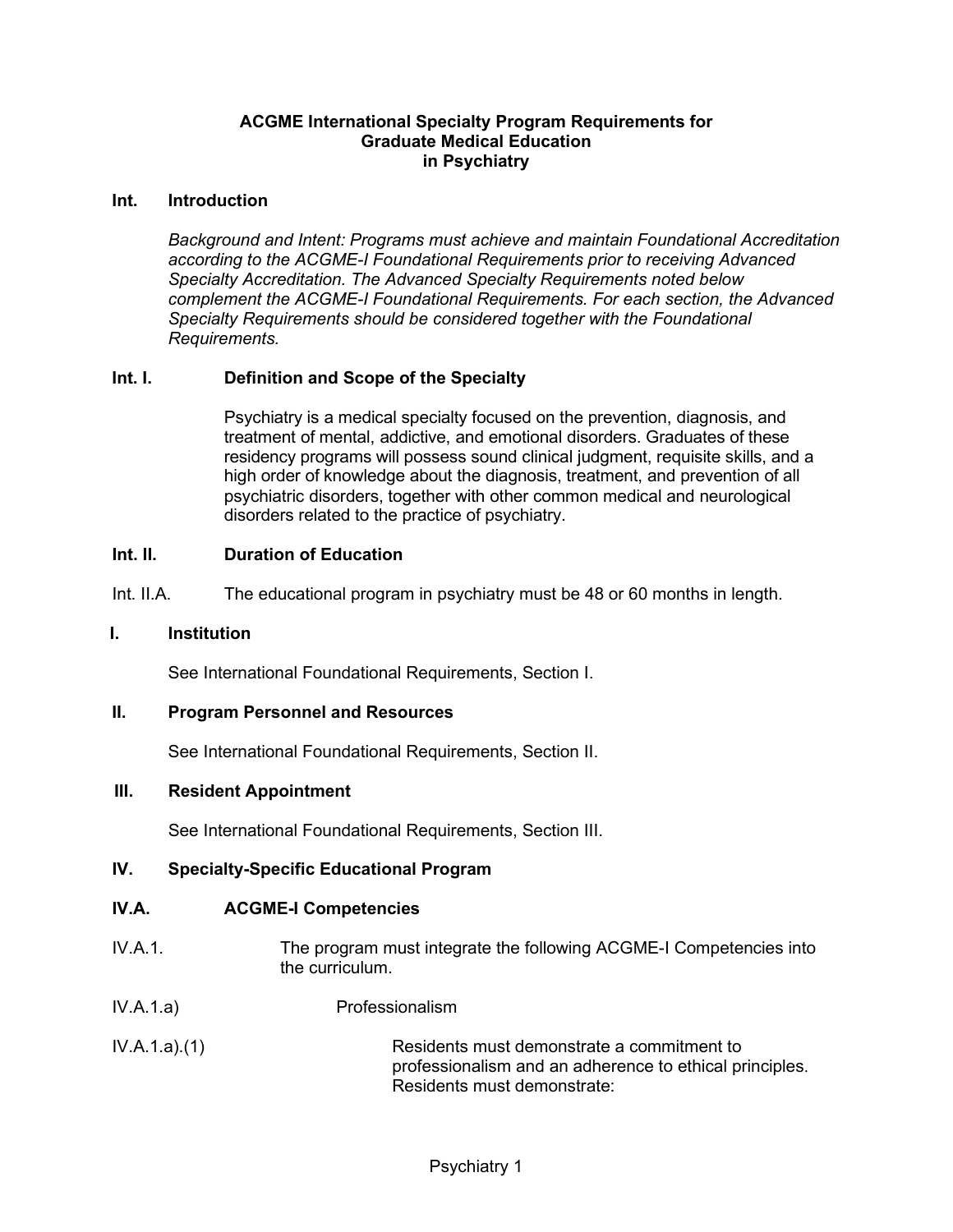**ACGME International Specialty Program Requirements for Graduate Medical Education in Psychiatry**

## Int. Introduction

*Background and Intent: Programs must achieve and maintain Foundational Accreditation according to the ACGME-I Foundational Requirements prior to receiving Advanced Specialty Accreditation. The Advanced Specialty Requirements noted below complement the ACGME-I Foundational Requirements. For each section, the Advanced Specialty Requirements should be considered together with the Foundational Requirements.*

### Int. I. Definition and Scope of the Specialty

Psychiatry is a medical specialty focused on the prevention, diagnosis, and treatment of mental, addictive, and emotional disorders. Graduates of these residency programs will possess sound clinical judgment, requisite skills, and a high order of knowledge about the diagnosis, treatment, and prevention of all psychiatric disorders, together with other common medical and neurological disorders related to the practice of psychiatry.

### Int. II. Duration of Education

Int. II.A. The educational program in psychiatry must be 48 or 60 months in length.

## I. Institution

See International Foundational Requirements, Section I.

## II. Program Personnel and Resources

See International Foundational Requirements, Section II.

## III. Resident Appointment

See International Foundational Requirements, Section III.

## IV. Specialty-Specific Educational Program

### IV.A. ACGME-I Competencies

IV.A.1. The program must integrate the following ACGME-I Competencies into the curriculum.

IV.A.1.a) Professionalism

IV.A.1.a).(1) Residents must demonstrate a commitment to professionalism and an adherence to ethical principles. Residents must demonstrate: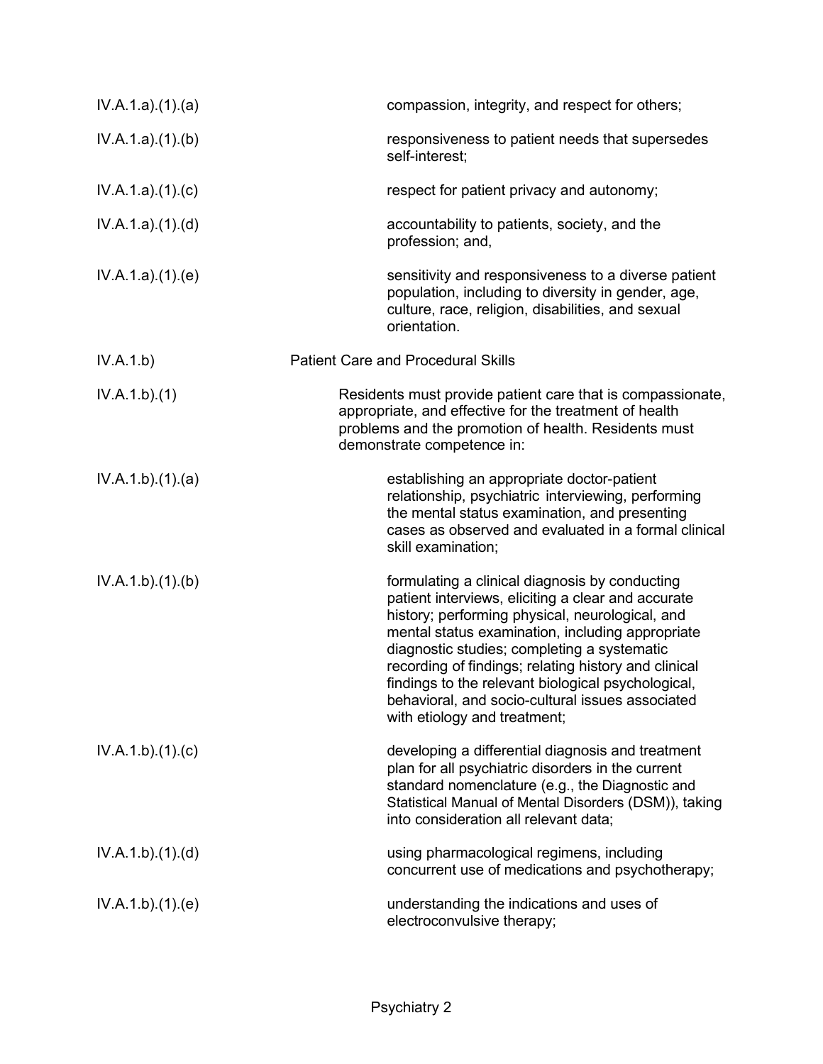IV.A.1.a).(1).(a) compassion, integrity, and respect for others;

IV.A.1.a).(1).(b) responsiveness to patient needs that supersedes self-interest;

IV.A.1.a).(1).(c) respect for patient privacy and autonomy;

IV.A.1.a).(1).(d) accountability to patients, society, and the profession; and,

IV.A.1.a).(1).(e) sensitivity and responsiveness to a diverse patient population, including to diversity in gender, age, culture, race, religion, disabilities, and sexual orientation.

IV.A.1.b) Patient Care and Procedural Skills

IV.A.1.b).(1) Residents must provide patient care that is compassionate, appropriate, and effective for the treatment of health problems and the promotion of health. Residents must demonstrate competence in:

IV.A.1.b).(1).(a) establishing an appropriate doctor-patient relationship, psychiatric interviewing, performing the mental status examination, and presenting cases as observed and evaluated in a formal clinical skill examination;

IV.A.1.b).(1).(b) formulating a clinical diagnosis by conducting patient interviews, eliciting a clear and accurate history; performing physical, neurological, and mental status examination, including appropriate diagnostic studies; completing a systematic recording of findings; relating history and clinical findings to the relevant biological psychological, behavioral, and socio-cultural issues associated with etiology and treatment;

IV.A.1.b).(1).(c) developing a differential diagnosis and treatment plan for all psychiatric disorders in the current standard nomenclature (e.g., the Diagnostic and Statistical Manual of Mental Disorders (DSM)), taking into consideration all relevant data;

IV.A.1.b).(1).(d) using pharmacological regimens, including concurrent use of medications and psychotherapy;

IV.A.1.b).(1).(e) understanding the indications and uses of electroconvulsive therapy;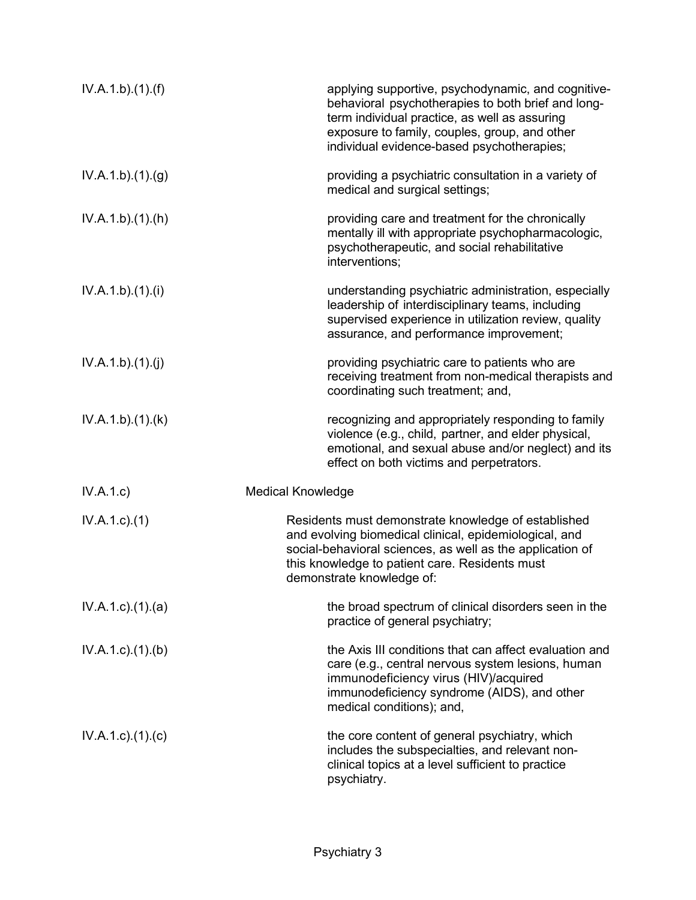| | |
|---|---|
| IV.A.1.b).(1).(f) | applying supportive, psychodynamic, and cognitive-behavioral psychotherapies to both brief and long-term individual practice, as well as assuring exposure to family, couples, group, and other individual evidence-based psychotherapies; |
| IV.A.1.b).(1).(g) | providing a psychiatric consultation in a variety of medical and surgical settings; |
| IV.A.1.b).(1).(h) | providing care and treatment for the chronically mentally ill with appropriate psychopharmacologic, psychotherapeutic, and social rehabilitative interventions; |
| IV.A.1.b).(1).(i) | understanding psychiatric administration, especially leadership of interdisciplinary teams, including supervised experience in utilization review, quality assurance, and performance improvement; |
| IV.A.1.b).(1).(j) | providing psychiatric care to patients who are receiving treatment from non-medical therapists and coordinating such treatment; and, |
| IV.A.1.b).(1).(k) | recognizing and appropriately responding to family violence (e.g., child, partner, and elder physical, emotional, and sexual abuse and/or neglect) and its effect on both victims and perpetrators. |
| IV.A.1.c) | Medical Knowledge |
| IV.A.1.c).(1) | Residents must demonstrate knowledge of established and evolving biomedical clinical, epidemiological, and social-behavioral sciences, as well as the application of this knowledge to patient care. Residents must demonstrate knowledge of: |
| IV.A.1.c).(1).(a) | the broad spectrum of clinical disorders seen in the practice of general psychiatry; |
| IV.A.1.c).(1).(b) | the Axis III conditions that can affect evaluation and care (e.g., central nervous system lesions, human immunodeficiency virus (HIV)/acquired immunodeficiency syndrome (AIDS), and other medical conditions); and, |
| IV.A.1.c).(1).(c) | the core content of general psychiatry, which includes the subspecialties, and relevant non-clinical topics at a level sufficient to practice psychiatry. |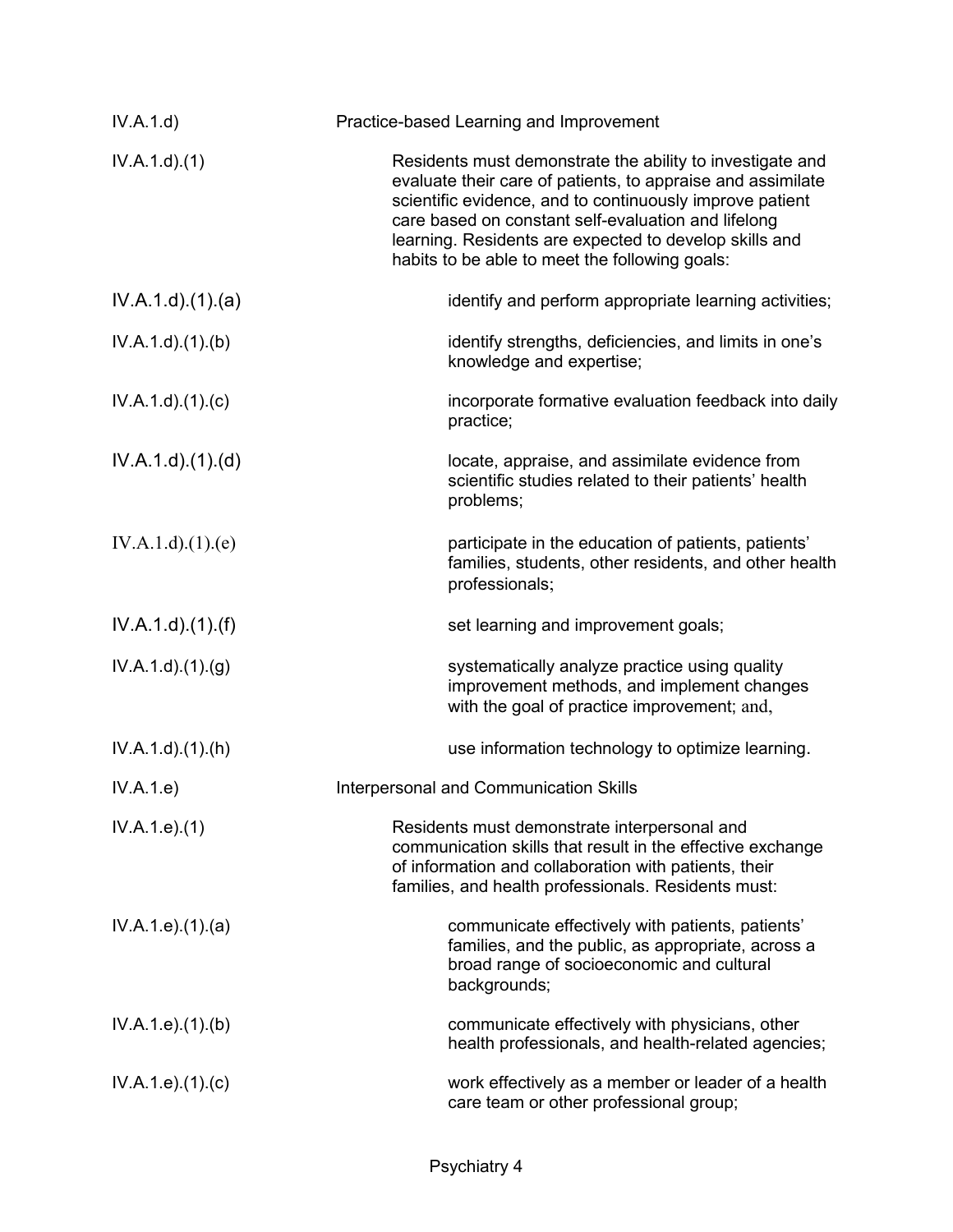IV.A.1.d) Practice-based Learning and Improvement

IV.A.1.d).(1) Residents must demonstrate the ability to investigate and evaluate their care of patients, to appraise and assimilate scientific evidence, and to continuously improve patient care based on constant self-evaluation and lifelong learning. Residents are expected to develop skills and habits to be able to meet the following goals:

IV.A.1.d).(1).(a) identify and perform appropriate learning activities;

IV.A.1.d).(1).(b) identify strengths, deficiencies, and limits in one's knowledge and expertise;

IV.A.1.d).(1).(c) incorporate formative evaluation feedback into daily practice;

IV.A.1.d).(1).(d) locate, appraise, and assimilate evidence from scientific studies related to their patients' health problems;

IV.A.1.d).(1).(e) participate in the education of patients, patients' families, students, other residents, and other health professionals;

IV.A.1.d).(1).(f) set learning and improvement goals;

IV.A.1.d).(1).(g) systematically analyze practice using quality improvement methods, and implement changes with the goal of practice improvement; and,

IV.A.1.d).(1).(h) use information technology to optimize learning.

IV.A.1.e) Interpersonal and Communication Skills

IV.A.1.e).(1) Residents must demonstrate interpersonal and communication skills that result in the effective exchange of information and collaboration with patients, their families, and health professionals. Residents must:

IV.A.1.e).(1).(a) communicate effectively with patients, patients' families, and the public, as appropriate, across a broad range of socioeconomic and cultural backgrounds;

IV.A.1.e).(1).(b) communicate effectively with physicians, other health professionals, and health-related agencies;

IV.A.1.e).(1).(c) work effectively as a member or leader of a health care team or other professional group;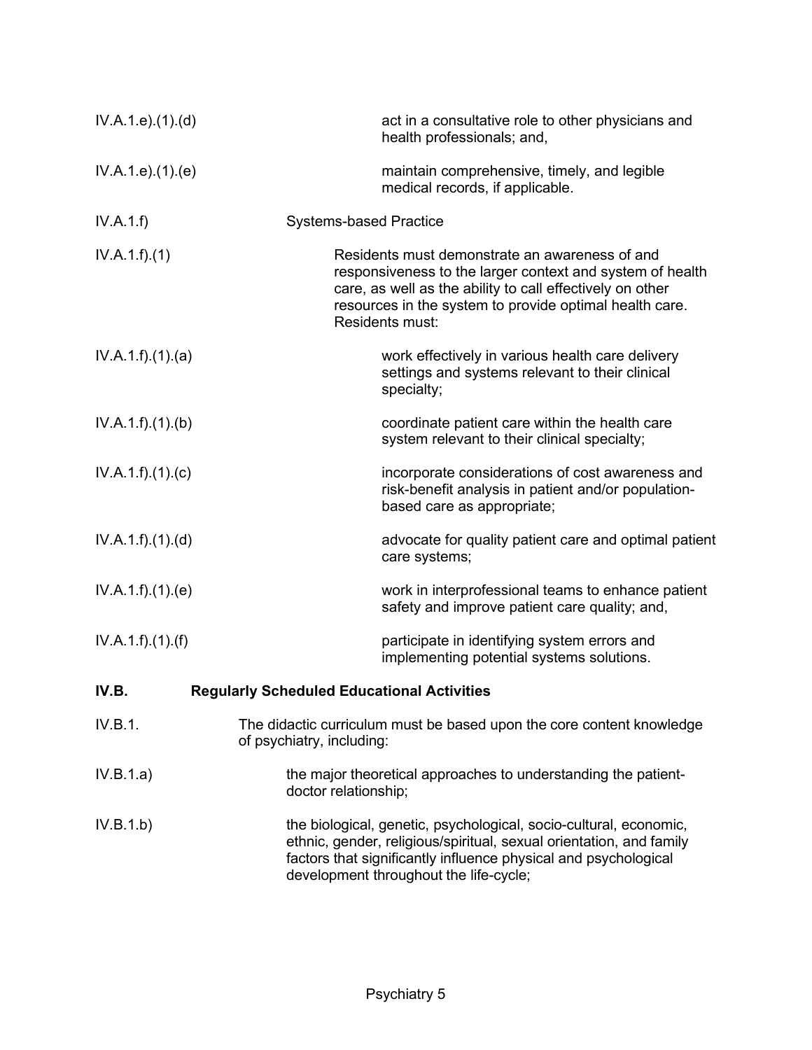IV.A.1.e).(1).(d) act in a consultative role to other physicians and health professionals; and,

IV.A.1.e).(1).(e) maintain comprehensive, timely, and legible medical records, if applicable.

IV.A.1.f) Systems-based Practice

IV.A.1.f).(1) Residents must demonstrate an awareness of and responsiveness to the larger context and system of health care, as well as the ability to call effectively on other resources in the system to provide optimal health care. Residents must:

IV.A.1.f).(1).(a) work effectively in various health care delivery settings and systems relevant to their clinical specialty;

IV.A.1.f).(1).(b) coordinate patient care within the health care system relevant to their clinical specialty;

IV.A.1.f).(1).(c) incorporate considerations of cost awareness and risk-benefit analysis in patient and/or population-based care as appropriate;

IV.A.1.f).(1).(d) advocate for quality patient care and optimal patient care systems;

IV.A.1.f).(1).(e) work in interprofessional teams to enhance patient safety and improve patient care quality; and,

IV.A.1.f).(1).(f) participate in identifying system errors and implementing potential systems solutions.

**IV.B. Regularly Scheduled Educational Activities**

IV.B.1. The didactic curriculum must be based upon the core content knowledge of psychiatry, including:

IV.B.1.a) the major theoretical approaches to understanding the patient-doctor relationship;

IV.B.1.b) the biological, genetic, psychological, socio-cultural, economic, ethnic, gender, religious/spiritual, sexual orientation, and family factors that significantly influence physical and psychological development throughout the life-cycle;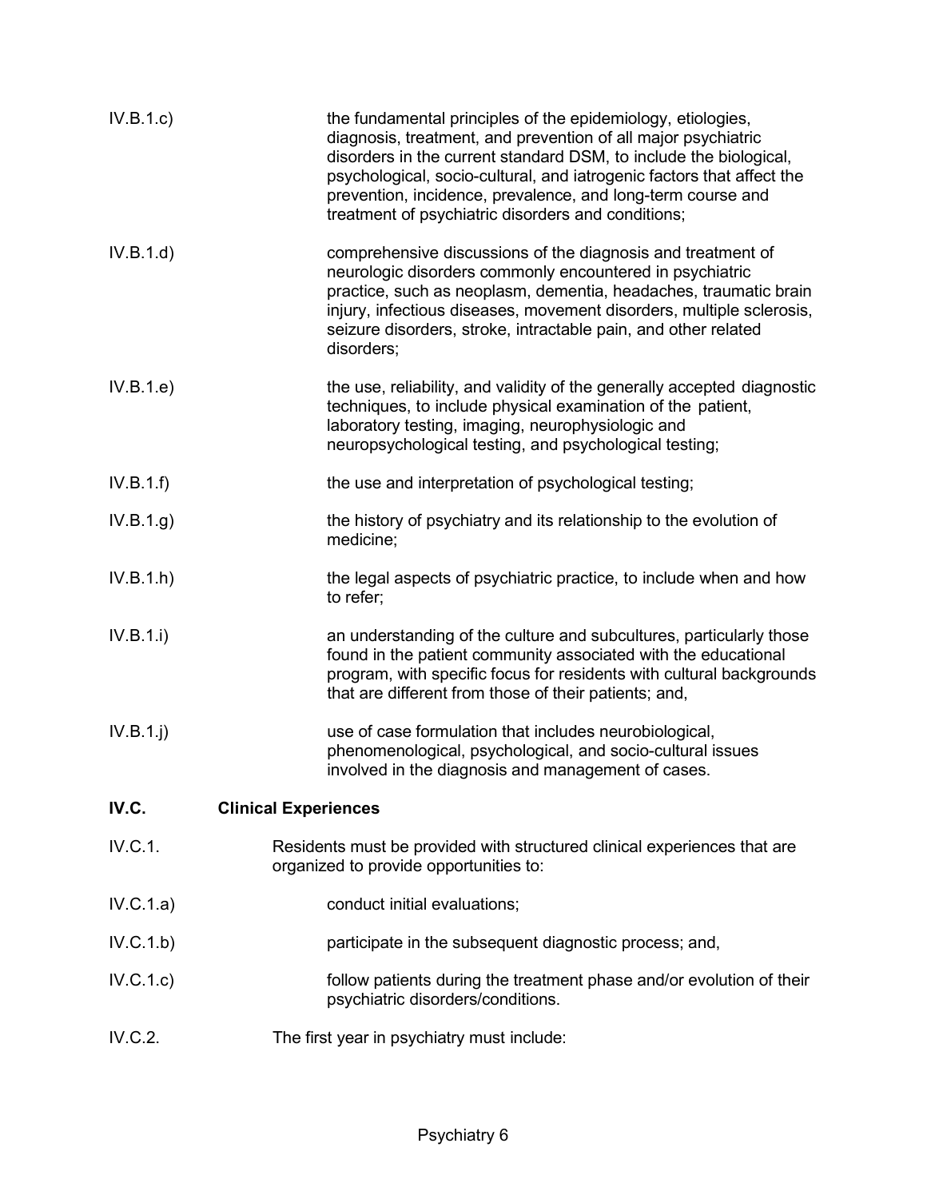IV.B.1.c) the fundamental principles of the epidemiology, etiologies, diagnosis, treatment, and prevention of all major psychiatric disorders in the current standard DSM, to include the biological, psychological, socio-cultural, and iatrogenic factors that affect the prevention, incidence, prevalence, and long-term course and treatment of psychiatric disorders and conditions;

IV.B.1.d) comprehensive discussions of the diagnosis and treatment of neurologic disorders commonly encountered in psychiatric practice, such as neoplasm, dementia, headaches, traumatic brain injury, infectious diseases, movement disorders, multiple sclerosis, seizure disorders, stroke, intractable pain, and other related disorders;

IV.B.1.e) the use, reliability, and validity of the generally accepted diagnostic techniques, to include physical examination of the patient, laboratory testing, imaging, neurophysiologic and neuropsychological testing, and psychological testing;

IV.B.1.f) the use and interpretation of psychological testing;

IV.B.1.g) the history of psychiatry and its relationship to the evolution of medicine;

IV.B.1.h) the legal aspects of psychiatric practice, to include when and how to refer;

IV.B.1.i) an understanding of the culture and subcultures, particularly those found in the patient community associated with the educational program, with specific focus for residents with cultural backgrounds that are different from those of their patients; and,

IV.B.1.j) use of case formulation that includes neurobiological, phenomenological, psychological, and socio-cultural issues involved in the diagnosis and management of cases.

**IV.C. Clinical Experiences**

IV.C.1. Residents must be provided with structured clinical experiences that are organized to provide opportunities to:

IV.C.1.a) conduct initial evaluations;

IV.C.1.b) participate in the subsequent diagnostic process; and,

IV.C.1.c) follow patients during the treatment phase and/or evolution of their psychiatric disorders/conditions.

IV.C.2. The first year in psychiatry must include: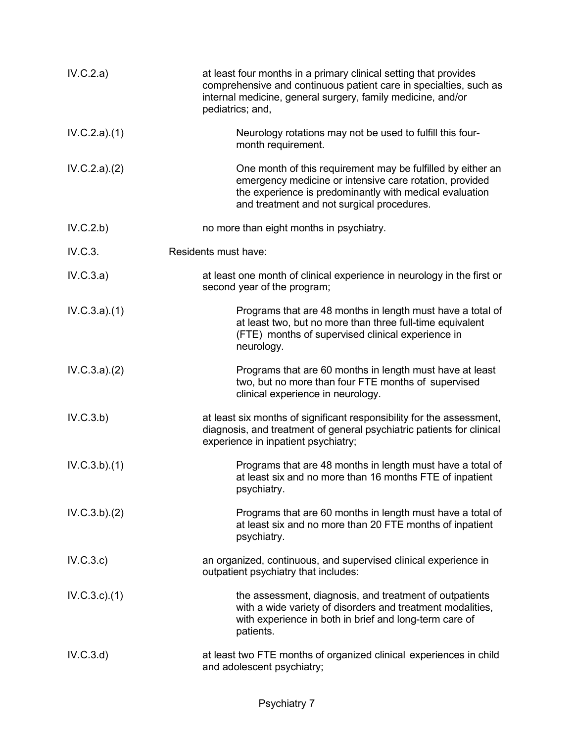IV.C.2.a) at least four months in a primary clinical setting that provides comprehensive and continuous patient care in specialties, such as internal medicine, general surgery, family medicine, and/or pediatrics; and,

IV.C.2.a).(1) Neurology rotations may not be used to fulfill this four-month requirement.

IV.C.2.a).(2) One month of this requirement may be fulfilled by either an emergency medicine or intensive care rotation, provided the experience is predominantly with medical evaluation and treatment and not surgical procedures.

IV.C.2.b) no more than eight months in psychiatry.

IV.C.3. Residents must have:

IV.C.3.a) at least one month of clinical experience in neurology in the first or second year of the program;

IV.C.3.a).(1) Programs that are 48 months in length must have a total of at least two, but no more than three full-time equivalent (FTE) months of supervised clinical experience in neurology.

IV.C.3.a).(2) Programs that are 60 months in length must have at least two, but no more than four FTE months of supervised clinical experience in neurology.

IV.C.3.b) at least six months of significant responsibility for the assessment, diagnosis, and treatment of general psychiatric patients for clinical experience in inpatient psychiatry;

IV.C.3.b).(1) Programs that are 48 months in length must have a total of at least six and no more than 16 months FTE of inpatient psychiatry.

IV.C.3.b).(2) Programs that are 60 months in length must have a total of at least six and no more than 20 FTE months of inpatient psychiatry.

IV.C.3.c) an organized, continuous, and supervised clinical experience in outpatient psychiatry that includes:

IV.C.3.c).(1) the assessment, diagnosis, and treatment of outpatients with a wide variety of disorders and treatment modalities, with experience in both in brief and long-term care of patients.

IV.C.3.d) at least two FTE months of organized clinical experiences in child and adolescent psychiatry;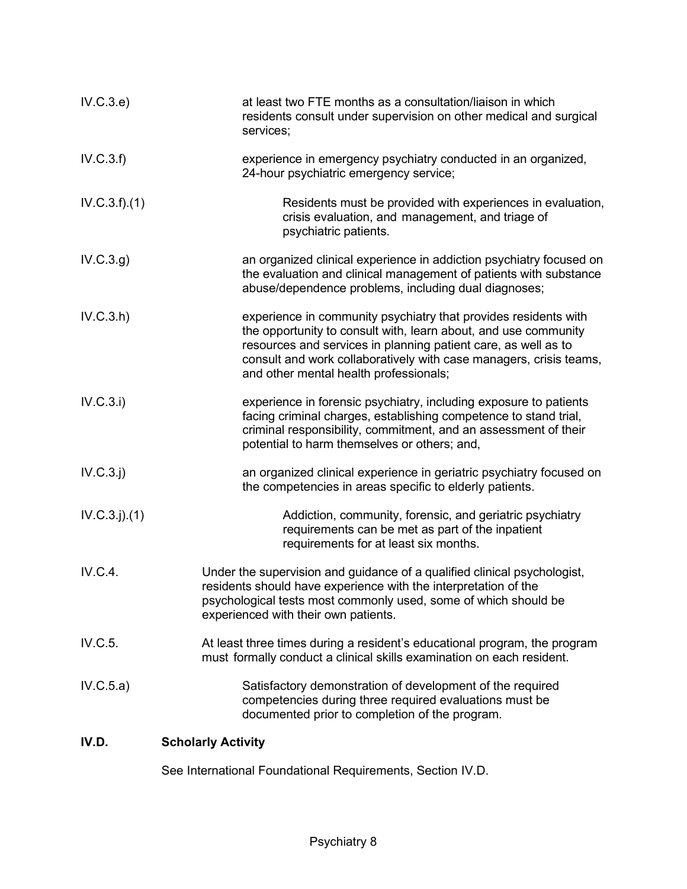IV.C.3.e) at least two FTE months as a consultation/liaison in which residents consult under supervision on other medical and surgical services;

IV.C.3.f) experience in emergency psychiatry conducted in an organized, 24-hour psychiatric emergency service;

IV.C.3.f).(1) Residents must be provided with experiences in evaluation, crisis evaluation, and management, and triage of psychiatric patients.

IV.C.3.g) an organized clinical experience in addiction psychiatry focused on the evaluation and clinical management of patients with substance abuse/dependence problems, including dual diagnoses;

IV.C.3.h) experience in community psychiatry that provides residents with the opportunity to consult with, learn about, and use community resources and services in planning patient care, as well as to consult and work collaboratively with case managers, crisis teams, and other mental health professionals;

IV.C.3.i) experience in forensic psychiatry, including exposure to patients facing criminal charges, establishing competence to stand trial, criminal responsibility, commitment, and an assessment of their potential to harm themselves or others; and,

IV.C.3.j) an organized clinical experience in geriatric psychiatry focused on the competencies in areas specific to elderly patients.

IV.C.3.j).(1) Addiction, community, forensic, and geriatric psychiatry requirements can be met as part of the inpatient requirements for at least six months.

IV.C.4. Under the supervision and guidance of a qualified clinical psychologist, residents should have experience with the interpretation of the psychological tests most commonly used, some of which should be experienced with their own patients.

IV.C.5. At least three times during a resident's educational program, the program must formally conduct a clinical skills examination on each resident.

IV.C.5.a) Satisfactory demonstration of development of the required competencies during three required evaluations must be documented prior to completion of the program.

**IV.D. Scholarly Activity**

See International Foundational Requirements, Section IV.D.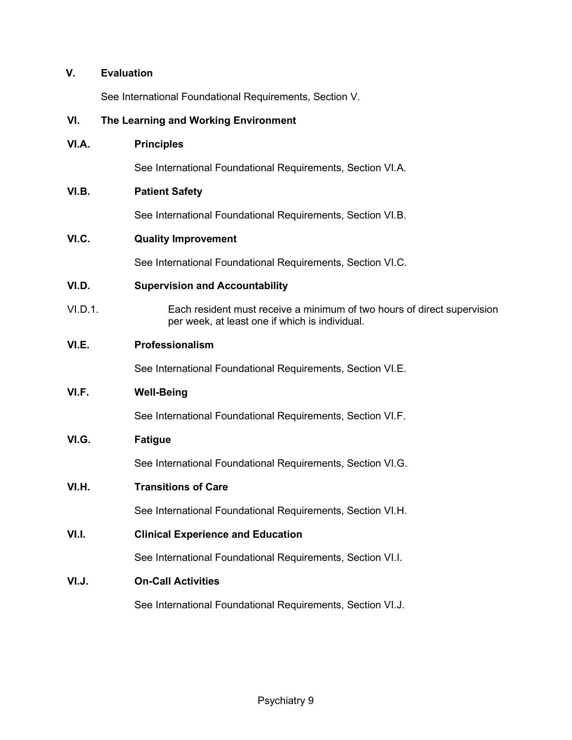## V. Evaluation

See International Foundational Requirements, Section V.

## VI. The Learning and Working Environment

### VI.A. Principles

See International Foundational Requirements, Section VI.A.

### VI.B. Patient Safety

See International Foundational Requirements, Section VI.B.

### VI.C. Quality Improvement

See International Foundational Requirements, Section VI.C.

### VI.D. Supervision and Accountability

VI.D.1. Each resident must receive a minimum of two hours of direct supervision per week, at least one if which is individual.

### VI.E. Professionalism

See International Foundational Requirements, Section VI.E.

### VI.F. Well-Being

See International Foundational Requirements, Section VI.F.

### VI.G. Fatigue

See International Foundational Requirements, Section VI.G.

### VI.H. Transitions of Care

See International Foundational Requirements, Section VI.H.

### VI.I. Clinical Experience and Education

See International Foundational Requirements, Section VI.I.

### VI.J. On-Call Activities

See International Foundational Requirements, Section VI.J.